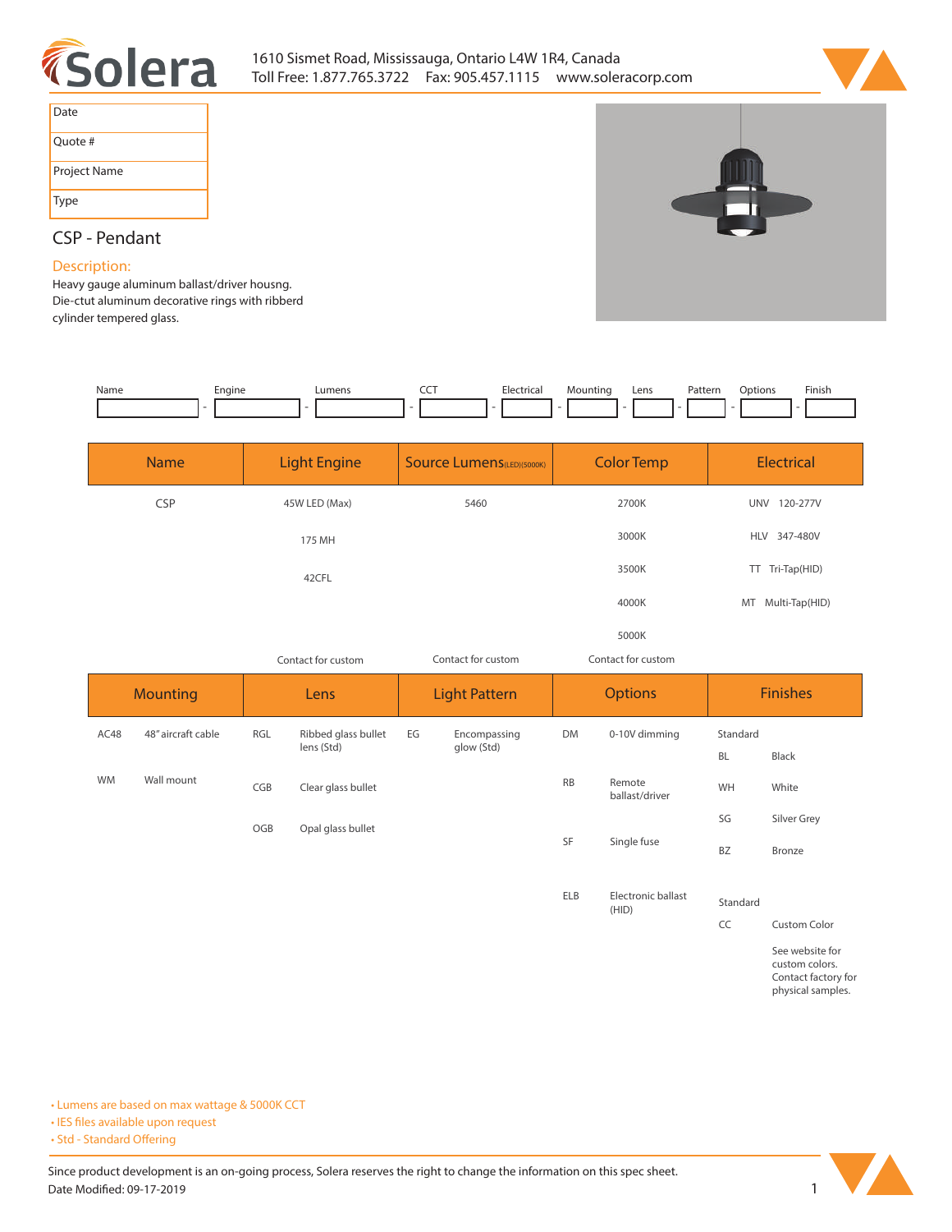1610 Sismet Road, Mississauga, Ontario L4W 1R4, Canada
Toll Free: 1.877.765.3722 Fax: 905.457.1115 www.soleracorp.com

| Date |
|---|
| Quote # |
| Project Name |
| Type |

## CSP - Pendant

### Description:

Heavy gauge aluminum ballast/driver housng. Die-ctut aluminum decorative rings with ribberd cylinder tempered glass.

| Name | Engine | Lumens | CCT | Electrical | Mounting | Lens | Pattern | Options | Finish |
|---|---|---|---|---|---|---|---|---|---|
| | | | | | | | | | |

| Name | Light Engine | Source Lumens(LED)(5000K) | Color Temp | Electrical |
|---|---|---|---|---|
| CSP | 45W LED (Max) | 5460 | 2700K | UNV 120-277V |
| | 175 MH | | 3000K | HLV 347-480V |
| | 42CFL | | 3500K | TT Tri-Tap(HID) |
| | | | 4000K | MT Multi-Tap(HID) |
| | | | 5000K | |
| | Contact for custom | Contact for custom | Contact for custom | |

| Mounting | | Lens | | Light Pattern | | Options | | Finishes | |
|---|---|---|---|---|---|---|---|---|---|
| AC48 | 48" aircraft cable | RGL | Ribbed glass bullet lens (Std) | EG | Encompassing glow (Std) | DM | 0-10V dimming | Standard | |
| | | | | | | | | BL | Black |
| WM | Wall mount | CGB | Clear glass bullet | | | RB | Remote ballast/driver | WH | White |
| | | OGB | Opal glass bullet | | | | | SG | Silver Grey |
| | | | | | | SF | Single fuse | BZ | Bronze |
| | | | | | | ELB | Electronic ballast (HID) | Standard | |
| | | | | | | | | CC | Custom Color |
| | | | | | | | | | See website for custom colors. Contact factory for physical samples. |

- Lumens are based on max wattage & 5000K CCT
- IES files available upon request
- Std - Standard Offering

Since product development is an on-going process, Solera reserves the right to change the information on this spec sheet.
Date Modified: 09-17-2019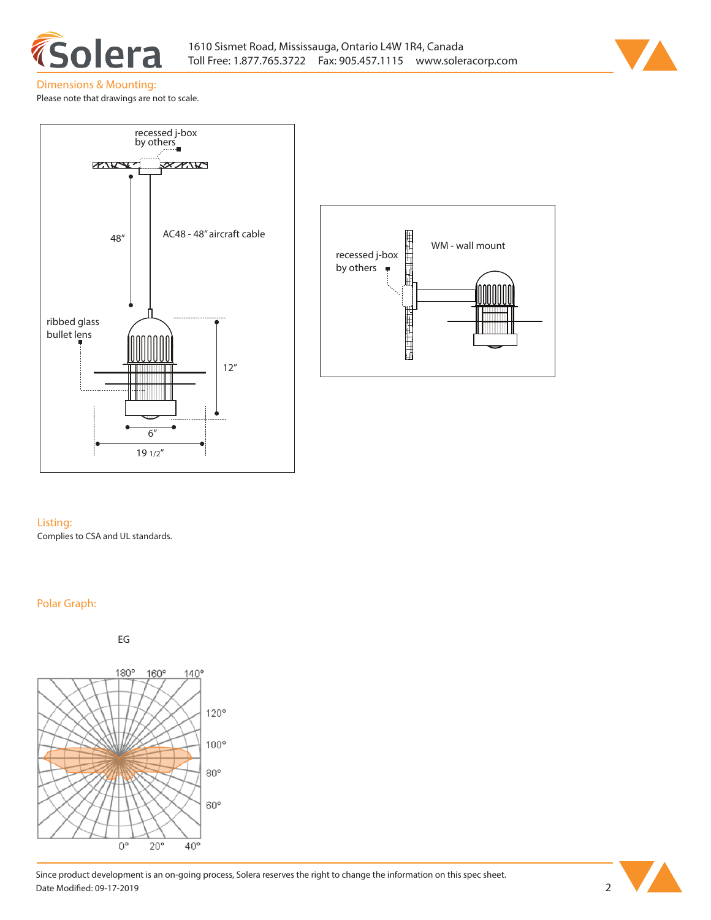## Dimensions & Mounting:

Please note that drawings are not to scale.

recessed j-box by others

AC48 - 48" aircraft cable

48"

ribbed glass bullet lens

12"

6"

19 1/2"

recessed j-box by others

WM - wall mount

## Listing:

Complies to CSA and UL standards.

## Polar Graph:

EG

180° 160° 140°

120°

100°

80°

60°

0° 20° 40°

Since product development is an on-going process, Solera reserves the right to change the information on this spec sheet.

Date Modified: 09-17-2019